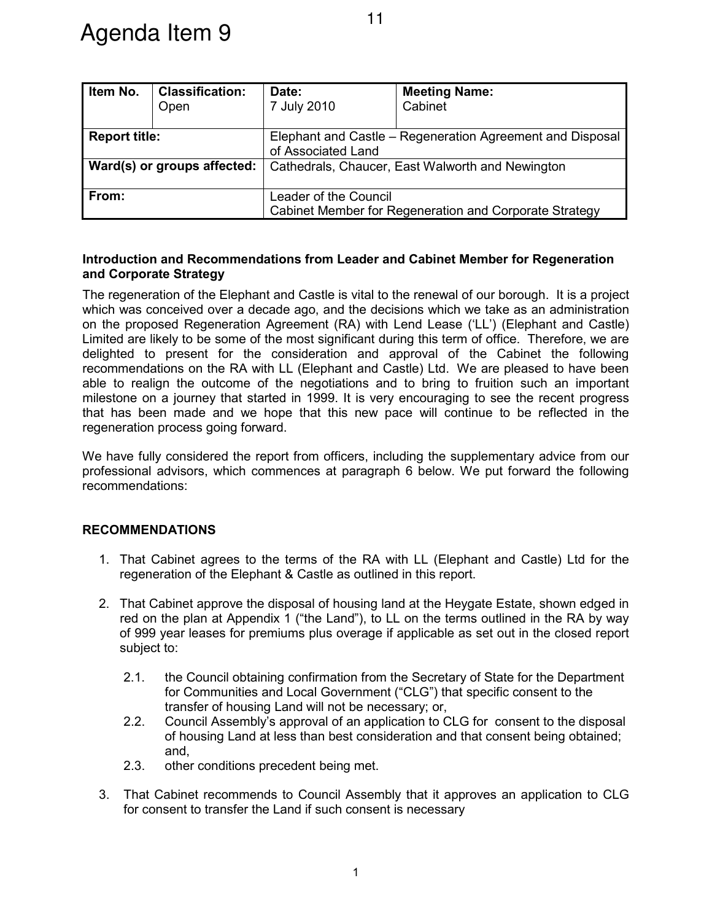# Agenda Item 9

| Item No. | Classification: Open | Date: 7 July 2010 | Meeting Name: Cabinet |
|---|---|---|---|
| **Report title:** | | Elephant and Castle – Regeneration Agreement and Disposal of Associated Land | |
| **Ward(s) or groups affected:** | | Cathedrals, Chaucer, East Walworth and Newington | |
| **From:** | | Leader of the Council<br>Cabinet Member for Regeneration and Corporate Strategy | |

**Introduction and Recommendations from Leader and Cabinet Member for Regeneration and Corporate Strategy**

The regeneration of the Elephant and Castle is vital to the renewal of our borough. It is a project which was conceived over a decade ago, and the decisions which we take as an administration on the proposed Regeneration Agreement (RA) with Lend Lease ('LL') (Elephant and Castle) Limited are likely to be some of the most significant during this term of office. Therefore, we are delighted to present for the consideration and approval of the Cabinet the following recommendations on the RA with LL (Elephant and Castle) Ltd. We are pleased to have been able to realign the outcome of the negotiations and to bring to fruition such an important milestone on a journey that started in 1999. It is very encouraging to see the recent progress that has been made and we hope that this new pace will continue to be reflected in the regeneration process going forward.

We have fully considered the report from officers, including the supplementary advice from our professional advisors, which commences at paragraph 6 below. We put forward the following recommendations:

**RECOMMENDATIONS**

1. That Cabinet agrees to the terms of the RA with LL (Elephant and Castle) Ltd for the regeneration of the Elephant & Castle as outlined in this report.

2. That Cabinet approve the disposal of housing land at the Heygate Estate, shown edged in red on the plan at Appendix 1 ("the Land"), to LL on the terms outlined in the RA by way of 999 year leases for premiums plus overage if applicable as set out in the closed report subject to:

   2.1. the Council obtaining confirmation from the Secretary of State for the Department for Communities and Local Government ("CLG") that specific consent to the transfer of housing Land will not be necessary; or,

   2.2. Council Assembly's approval of an application to CLG for consent to the disposal of housing Land at less than best consideration and that consent being obtained; and,

   2.3. other conditions precedent being met.

3. That Cabinet recommends to Council Assembly that it approves an application to CLG for consent to transfer the Land if such consent is necessary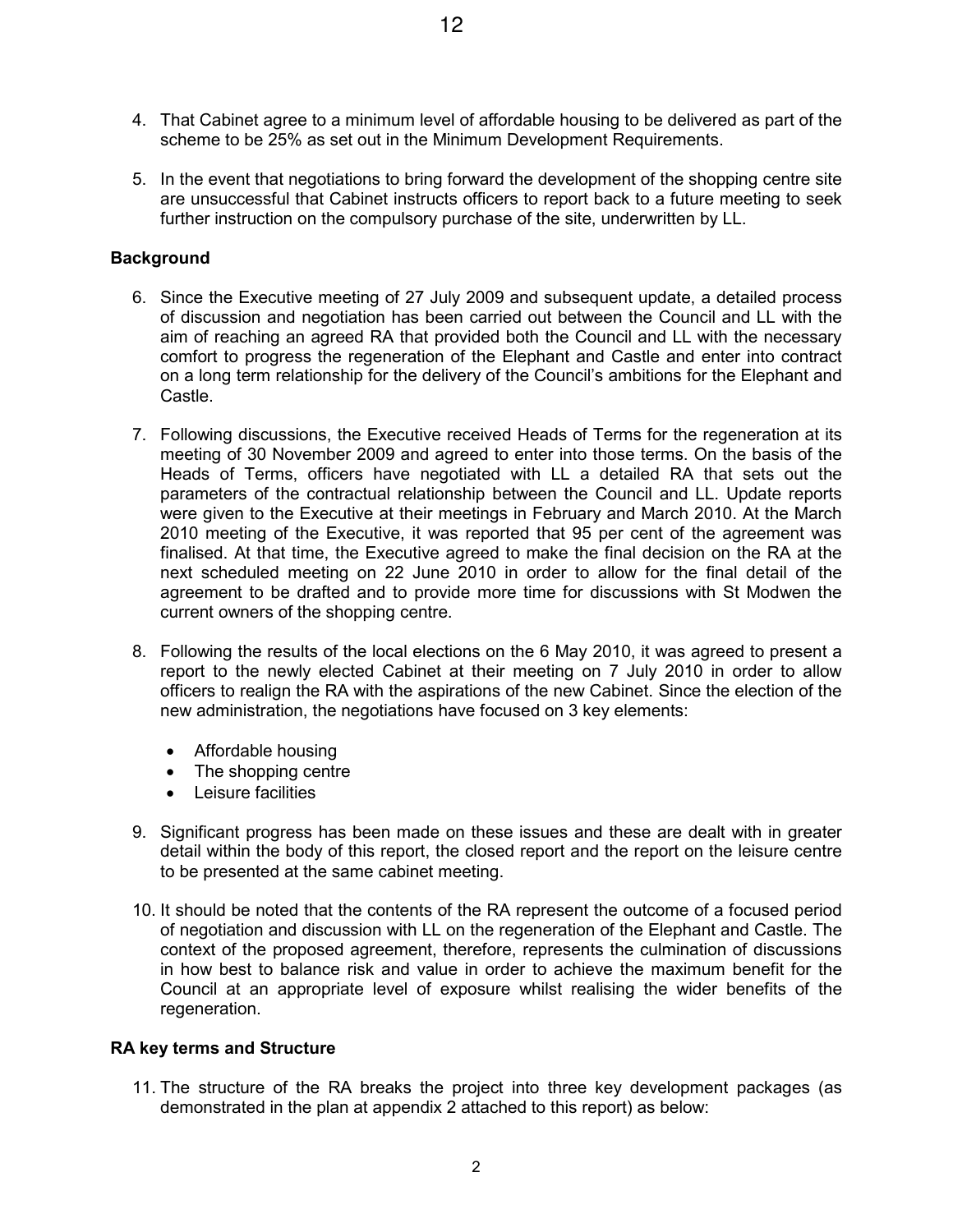4. That Cabinet agree to a minimum level of affordable housing to be delivered as part of the scheme to be 25% as set out in the Minimum Development Requirements.

5. In the event that negotiations to bring forward the development of the shopping centre site are unsuccessful that Cabinet instructs officers to report back to a future meeting to seek further instruction on the compulsory purchase of the site, underwritten by LL.

**Background**

6. Since the Executive meeting of 27 July 2009 and subsequent update, a detailed process of discussion and negotiation has been carried out between the Council and LL with the aim of reaching an agreed RA that provided both the Council and LL with the necessary comfort to progress the regeneration of the Elephant and Castle and enter into contract on a long term relationship for the delivery of the Council's ambitions for the Elephant and Castle.

7. Following discussions, the Executive received Heads of Terms for the regeneration at its meeting of 30 November 2009 and agreed to enter into those terms. On the basis of the Heads of Terms, officers have negotiated with LL a detailed RA that sets out the parameters of the contractual relationship between the Council and LL. Update reports were given to the Executive at their meetings in February and March 2010. At the March 2010 meeting of the Executive, it was reported that 95 per cent of the agreement was finalised. At that time, the Executive agreed to make the final decision on the RA at the next scheduled meeting on 22 June 2010 in order to allow for the final detail of the agreement to be drafted and to provide more time for discussions with St Modwen the current owners of the shopping centre.

8. Following the results of the local elections on the 6 May 2010, it was agreed to present a report to the newly elected Cabinet at their meeting on 7 July 2010 in order to allow officers to realign the RA with the aspirations of the new Cabinet. Since the election of the new administration, the negotiations have focused on 3 key elements:

   - Affordable housing
   - The shopping centre
   - Leisure facilities

9. Significant progress has been made on these issues and these are dealt with in greater detail within the body of this report, the closed report and the report on the leisure centre to be presented at the same cabinet meeting.

10. It should be noted that the contents of the RA represent the outcome of a focused period of negotiation and discussion with LL on the regeneration of the Elephant and Castle. The context of the proposed agreement, therefore, represents the culmination of discussions in how best to balance risk and value in order to achieve the maximum benefit for the Council at an appropriate level of exposure whilst realising the wider benefits of the regeneration.

**RA key terms and Structure**

11. The structure of the RA breaks the project into three key development packages (as demonstrated in the plan at appendix 2 attached to this report) as below: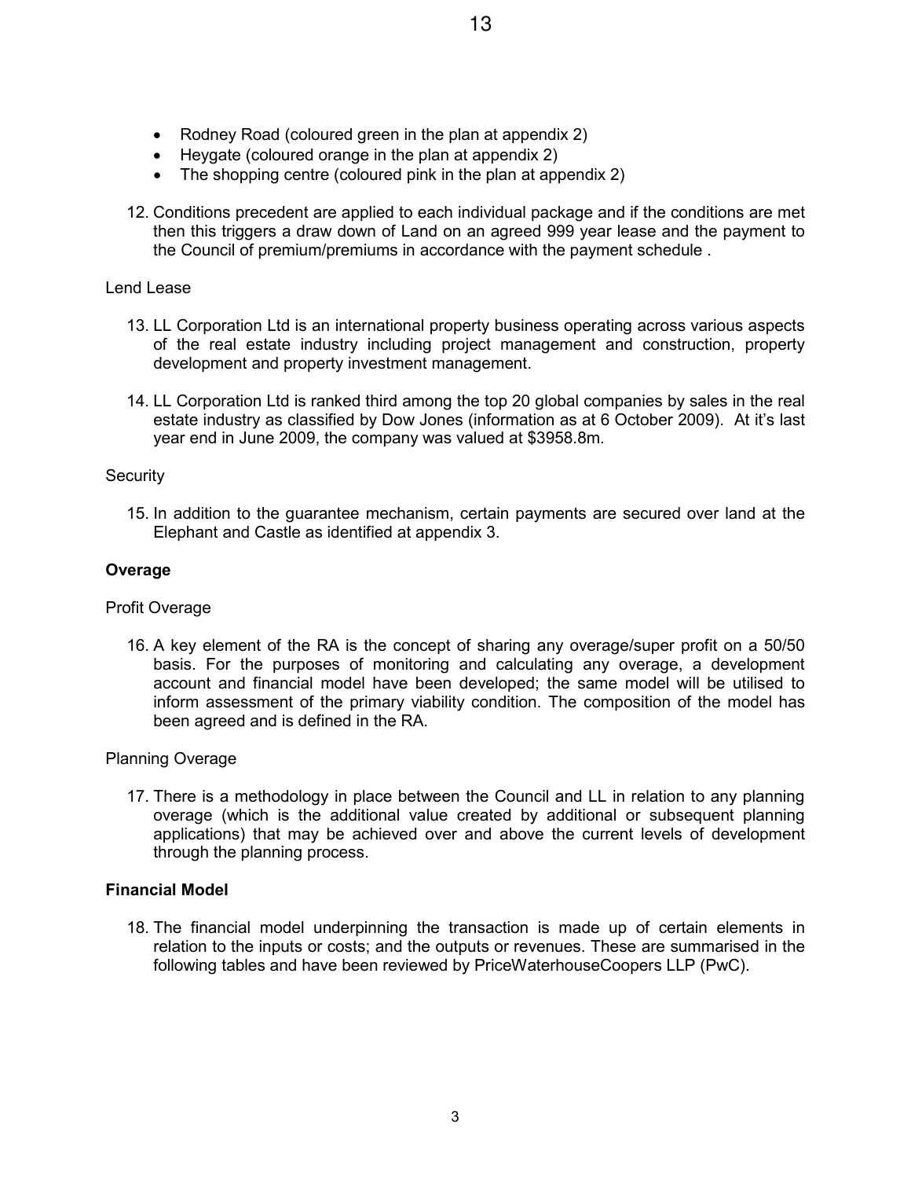- Rodney Road (coloured green in the plan at appendix 2)
- Heygate (coloured orange in the plan at appendix 2)
- The shopping centre (coloured pink in the plan at appendix 2)

12. Conditions precedent are applied to each individual package and if the conditions are met then this triggers a draw down of Land on an agreed 999 year lease and the payment to the Council of premium/premiums in accordance with the payment schedule .

Lend Lease

13. LL Corporation Ltd is an international property business operating across various aspects of the real estate industry including project management and construction, property development and property investment management.

14. LL Corporation Ltd is ranked third among the top 20 global companies by sales in the real estate industry as classified by Dow Jones (information as at 6 October 2009). At it's last year end in June 2009, the company was valued at $3958.8m.

Security

15. In addition to the guarantee mechanism, certain payments are secured over land at the Elephant and Castle as identified at appendix 3.

**Overage**

Profit Overage

16. A key element of the RA is the concept of sharing any overage/super profit on a 50/50 basis. For the purposes of monitoring and calculating any overage, a development account and financial model have been developed; the same model will be utilised to inform assessment of the primary viability condition. The composition of the model has been agreed and is defined in the RA.

Planning Overage

17. There is a methodology in place between the Council and LL in relation to any planning overage (which is the additional value created by additional or subsequent planning applications) that may be achieved over and above the current levels of development through the planning process.

**Financial Model**

18. The financial model underpinning the transaction is made up of certain elements in relation to the inputs or costs; and the outputs or revenues. These are summarised in the following tables and have been reviewed by PriceWaterhouseCoopers LLP (PwC).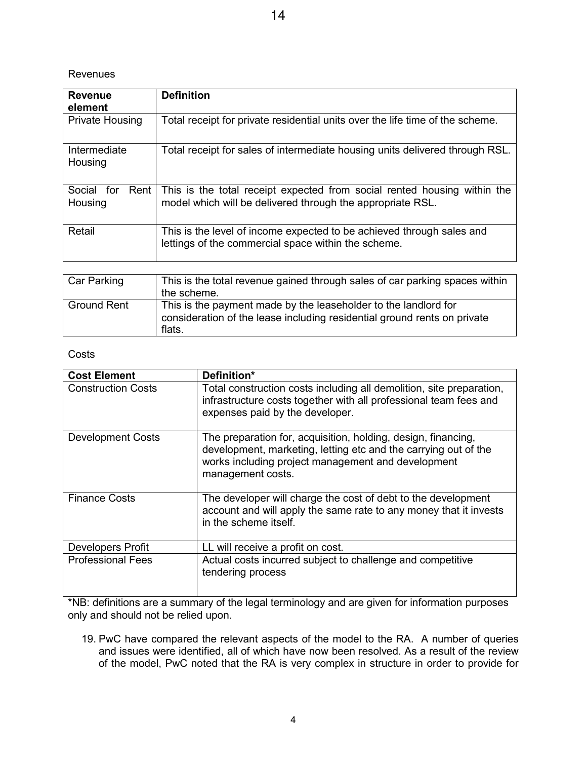Revenues

| Revenue element | Definition |
| --- | --- |
| Private Housing | Total receipt for private residential units over the life time of the scheme. |
| Intermediate Housing | Total receipt for sales of intermediate housing units delivered through RSL. |
| Social for Rent Housing | This is the total receipt expected from social rented housing within the model which will be delivered through the appropriate RSL. |
| Retail | This is the level of income expected to be achieved through sales and lettings of the commercial space within the scheme. |
| Car Parking | This is the total revenue gained through sales of car parking spaces within the scheme. |
| Ground Rent | This is the payment made by the leaseholder to the landlord for consideration of the lease including residential ground rents on private flats. |

Costs

| Cost Element | Definition* |
| --- | --- |
| Construction Costs | Total construction costs including all demolition, site preparation, infrastructure costs together with all professional team fees and expenses paid by the developer. |
| Development Costs | The preparation for, acquisition, holding, design, financing, development, marketing, letting etc and the carrying out of the works including project management and development management costs. |
| Finance Costs | The developer will charge the cost of debt to the development account and will apply the same rate to any money that it invests in the scheme itself. |
| Developers Profit | LL will receive a profit on cost. |
| Professional Fees | Actual costs incurred subject to challenge and competitive tendering process |

*NB: definitions are a summary of the legal terminology and are given for information purposes only and should not be relied upon.

19. PwC have compared the relevant aspects of the model to the RA. A number of queries and issues were identified, all of which have now been resolved. As a result of the review of the model, PwC noted that the RA is very complex in structure in order to provide for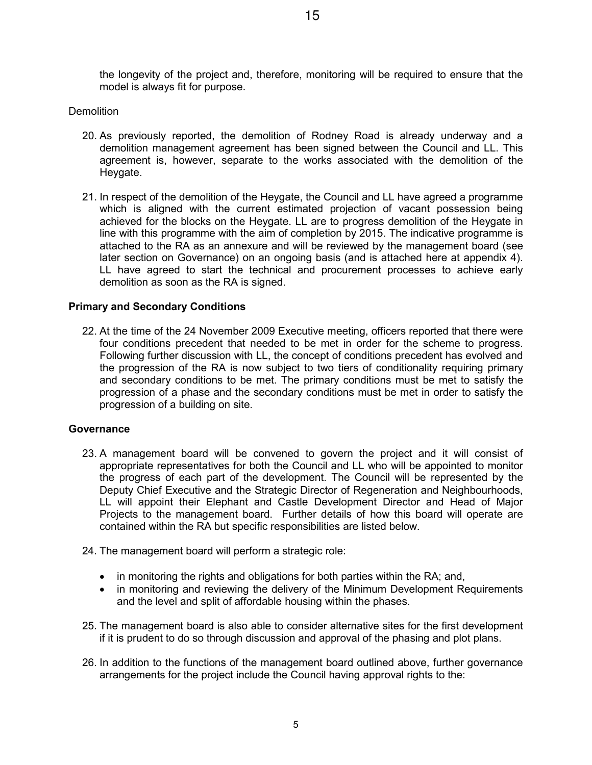the longevity of the project and, therefore, monitoring will be required to ensure that the model is always fit for purpose.

Demolition

20. As previously reported, the demolition of Rodney Road is already underway and a demolition management agreement has been signed between the Council and LL. This agreement is, however, separate to the works associated with the demolition of the Heygate.

21. In respect of the demolition of the Heygate, the Council and LL have agreed a programme which is aligned with the current estimated projection of vacant possession being achieved for the blocks on the Heygate. LL are to progress demolition of the Heygate in line with this programme with the aim of completion by 2015. The indicative programme is attached to the RA as an annexure and will be reviewed by the management board (see later section on Governance) on an ongoing basis (and is attached here at appendix 4). LL have agreed to start the technical and procurement processes to achieve early demolition as soon as the RA is signed.

**Primary and Secondary Conditions**

22. At the time of the 24 November 2009 Executive meeting, officers reported that there were four conditions precedent that needed to be met in order for the scheme to progress. Following further discussion with LL, the concept of conditions precedent has evolved and the progression of the RA is now subject to two tiers of conditionality requiring primary and secondary conditions to be met. The primary conditions must be met to satisfy the progression of a phase and the secondary conditions must be met in order to satisfy the progression of a building on site.

**Governance**

23. A management board will be convened to govern the project and it will consist of appropriate representatives for both the Council and LL who will be appointed to monitor the progress of each part of the development. The Council will be represented by the Deputy Chief Executive and the Strategic Director of Regeneration and Neighbourhoods, LL will appoint their Elephant and Castle Development Director and Head of Major Projects to the management board. Further details of how this board will operate are contained within the RA but specific responsibilities are listed below.

24. The management board will perform a strategic role:

    - in monitoring the rights and obligations for both parties within the RA; and,
    - in monitoring and reviewing the delivery of the Minimum Development Requirements and the level and split of affordable housing within the phases.

25. The management board is also able to consider alternative sites for the first development if it is prudent to do so through discussion and approval of the phasing and plot plans.

26. In addition to the functions of the management board outlined above, further governance arrangements for the project include the Council having approval rights to the: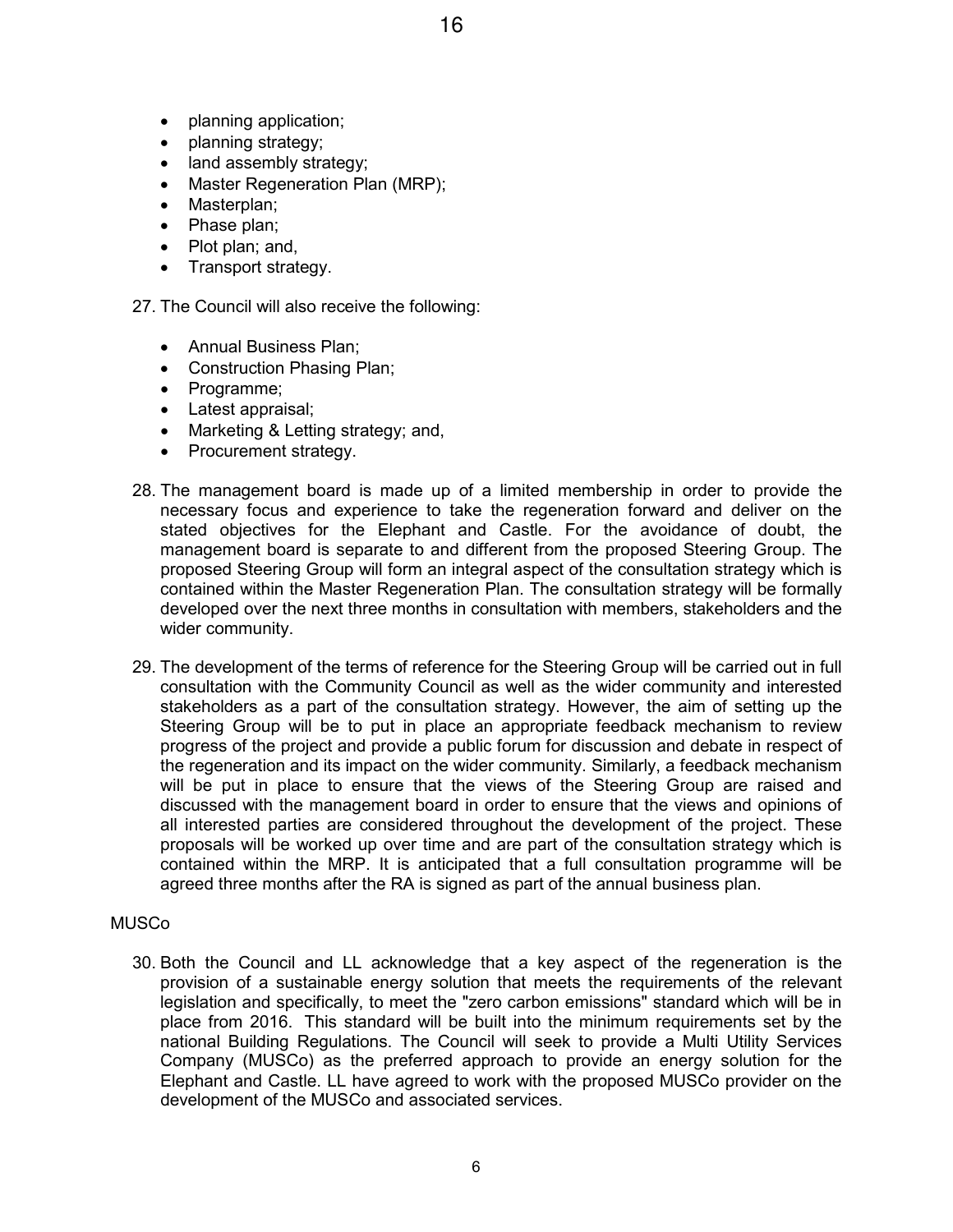- planning application;
- planning strategy;
- land assembly strategy;
- Master Regeneration Plan (MRP);
- Masterplan;
- Phase plan;
- Plot plan; and,
- Transport strategy.

27. The Council will also receive the following:

    - Annual Business Plan;
    - Construction Phasing Plan;
    - Programme;
    - Latest appraisal;
    - Marketing & Letting strategy; and,
    - Procurement strategy.

28. The management board is made up of a limited membership in order to provide the necessary focus and experience to take the regeneration forward and deliver on the stated objectives for the Elephant and Castle. For the avoidance of doubt, the management board is separate to and different from the proposed Steering Group. The proposed Steering Group will form an integral aspect of the consultation strategy which is contained within the Master Regeneration Plan. The consultation strategy will be formally developed over the next three months in consultation with members, stakeholders and the wider community.

29. The development of the terms of reference for the Steering Group will be carried out in full consultation with the Community Council as well as the wider community and interested stakeholders as a part of the consultation strategy. However, the aim of setting up the Steering Group will be to put in place an appropriate feedback mechanism to review progress of the project and provide a public forum for discussion and debate in respect of the regeneration and its impact on the wider community. Similarly, a feedback mechanism will be put in place to ensure that the views of the Steering Group are raised and discussed with the management board in order to ensure that the views and opinions of all interested parties are considered throughout the development of the project. These proposals will be worked up over time and are part of the consultation strategy which is contained within the MRP. It is anticipated that a full consultation programme will be agreed three months after the RA is signed as part of the annual business plan.

MUSCo

30. Both the Council and LL acknowledge that a key aspect of the regeneration is the provision of a sustainable energy solution that meets the requirements of the relevant legislation and specifically, to meet the "zero carbon emissions" standard which will be in place from 2016. This standard will be built into the minimum requirements set by the national Building Regulations. The Council will seek to provide a Multi Utility Services Company (MUSCo) as the preferred approach to provide an energy solution for the Elephant and Castle. LL have agreed to work with the proposed MUSCo provider on the development of the MUSCo and associated services.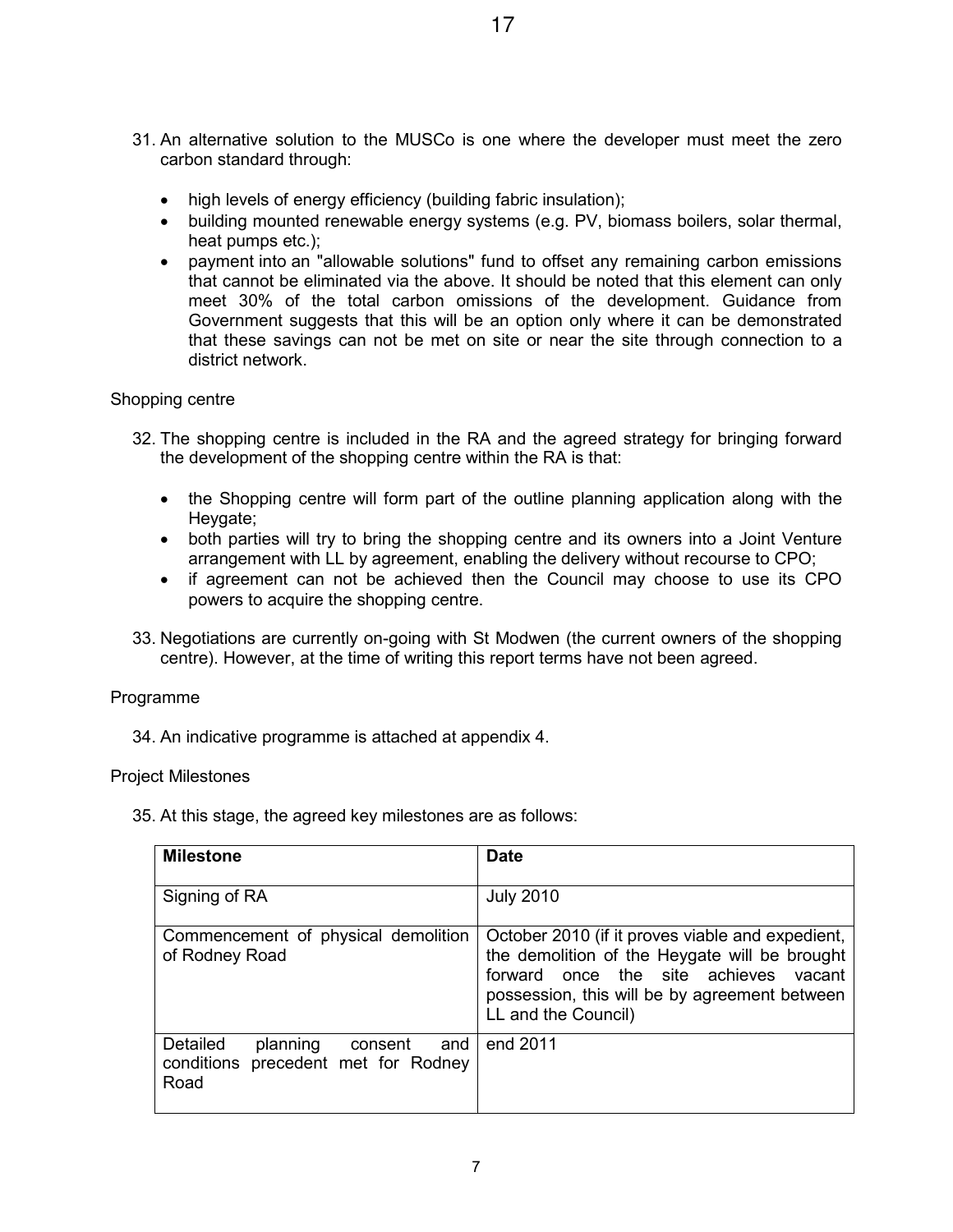31. An alternative solution to the MUSCo is one where the developer must meet the zero carbon standard through:

    - high levels of energy efficiency (building fabric insulation);
    - building mounted renewable energy systems (e.g. PV, biomass boilers, solar thermal, heat pumps etc.);
    - payment into an "allowable solutions" fund to offset any remaining carbon emissions that cannot be eliminated via the above. It should be noted that this element can only meet 30% of the total carbon omissions of the development. Guidance from Government suggests that this will be an option only where it can be demonstrated that these savings can not be met on site or near the site through connection to a district network.

Shopping centre

32. The shopping centre is included in the RA and the agreed strategy for bringing forward the development of the shopping centre within the RA is that:

    - the Shopping centre will form part of the outline planning application along with the Heygate;
    - both parties will try to bring the shopping centre and its owners into a Joint Venture arrangement with LL by agreement, enabling the delivery without recourse to CPO;
    - if agreement can not be achieved then the Council may choose to use its CPO powers to acquire the shopping centre.

33. Negotiations are currently on-going with St Modwen (the current owners of the shopping centre). However, at the time of writing this report terms have not been agreed.

Programme

34. An indicative programme is attached at appendix 4.

Project Milestones

35. At this stage, the agreed key milestones are as follows:

| **Milestone** | **Date** |
|---|---|
| Signing of RA | July 2010 |
| Commencement of physical demolition of Rodney Road | October 2010 (if it proves viable and expedient, the demolition of the Heygate will be brought forward once the site achieves vacant possession, this will be by agreement between LL and the Council) |
| Detailed planning consent and conditions precedent met for Rodney Road | end 2011 |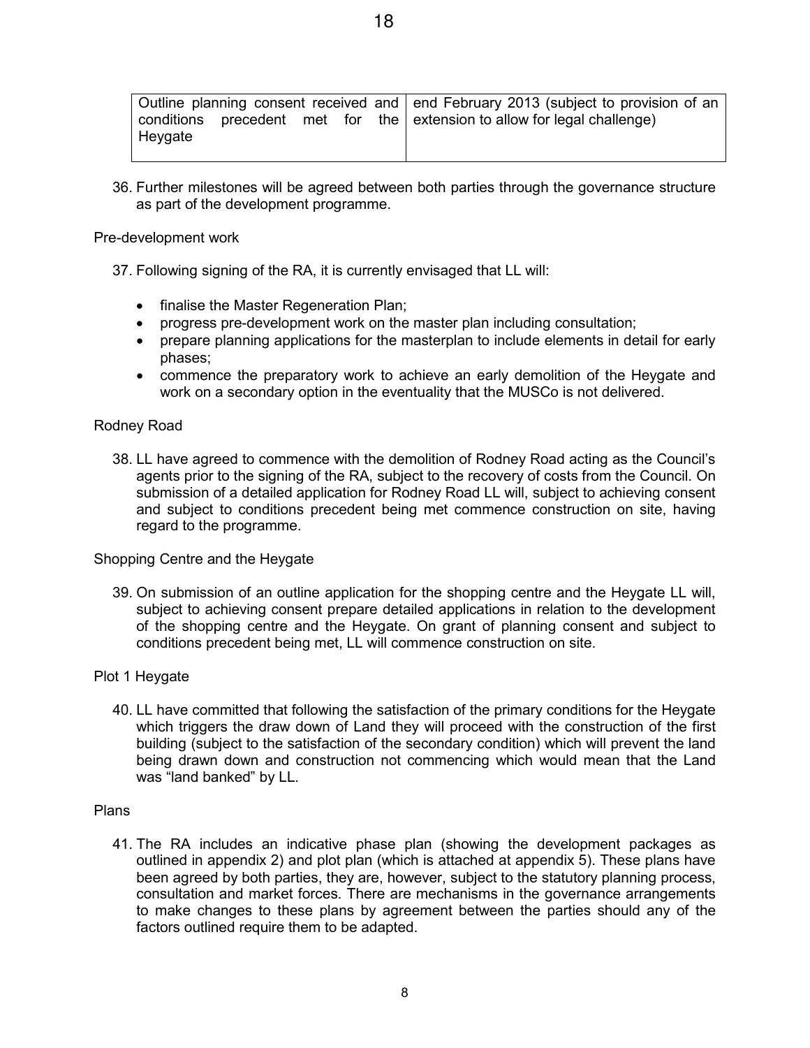| | |
|---|---|
| Outline planning consent received and conditions precedent met for the Heygate | end February 2013 (subject to provision of an extension to allow for legal challenge) |

36. Further milestones will be agreed between both parties through the governance structure as part of the development programme.

Pre-development work

37. Following signing of the RA, it is currently envisaged that LL will:

    - finalise the Master Regeneration Plan;
    - progress pre-development work on the master plan including consultation;
    - prepare planning applications for the masterplan to include elements in detail for early phases;
    - commence the preparatory work to achieve an early demolition of the Heygate and work on a secondary option in the eventuality that the MUSCo is not delivered.

Rodney Road

38. LL have agreed to commence with the demolition of Rodney Road acting as the Council's agents prior to the signing of the RA, subject to the recovery of costs from the Council. On submission of a detailed application for Rodney Road LL will, subject to achieving consent and subject to conditions precedent being met commence construction on site, having regard to the programme.

Shopping Centre and the Heygate

39. On submission of an outline application for the shopping centre and the Heygate LL will, subject to achieving consent prepare detailed applications in relation to the development of the shopping centre and the Heygate. On grant of planning consent and subject to conditions precedent being met, LL will commence construction on site.

Plot 1 Heygate

40. LL have committed that following the satisfaction of the primary conditions for the Heygate which triggers the draw down of Land they will proceed with the construction of the first building (subject to the satisfaction of the secondary condition) which will prevent the land being drawn down and construction not commencing which would mean that the Land was "land banked" by LL.

Plans

41. The RA includes an indicative phase plan (showing the development packages as outlined in appendix 2) and plot plan (which is attached at appendix 5). These plans have been agreed by both parties, they are, however, subject to the statutory planning process, consultation and market forces. There are mechanisms in the governance arrangements to make changes to these plans by agreement between the parties should any of the factors outlined require them to be adapted.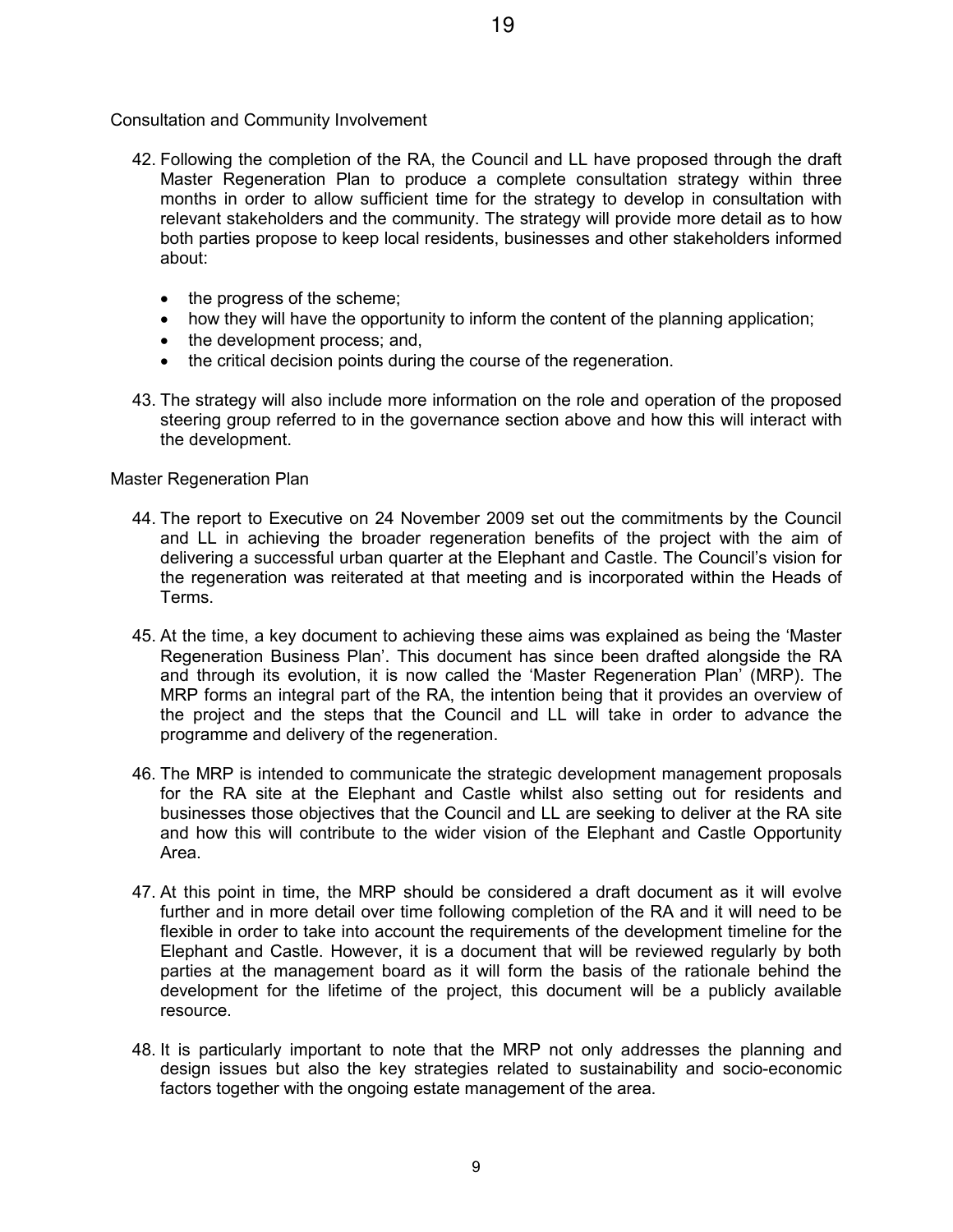## Consultation and Community Involvement

42. Following the completion of the RA, the Council and LL have proposed through the draft Master Regeneration Plan to produce a complete consultation strategy within three months in order to allow sufficient time for the strategy to develop in consultation with relevant stakeholders and the community. The strategy will provide more detail as to how both parties propose to keep local residents, businesses and other stakeholders informed about:

    - the progress of the scheme;
    - how they will have the opportunity to inform the content of the planning application;
    - the development process; and,
    - the critical decision points during the course of the regeneration.

43. The strategy will also include more information on the role and operation of the proposed steering group referred to in the governance section above and how this will interact with the development.

## Master Regeneration Plan

44. The report to Executive on 24 November 2009 set out the commitments by the Council and LL in achieving the broader regeneration benefits of the project with the aim of delivering a successful urban quarter at the Elephant and Castle. The Council's vision for the regeneration was reiterated at that meeting and is incorporated within the Heads of Terms.

45. At the time, a key document to achieving these aims was explained as being the 'Master Regeneration Business Plan'. This document has since been drafted alongside the RA and through its evolution, it is now called the 'Master Regeneration Plan' (MRP). The MRP forms an integral part of the RA, the intention being that it provides an overview of the project and the steps that the Council and LL will take in order to advance the programme and delivery of the regeneration.

46. The MRP is intended to communicate the strategic development management proposals for the RA site at the Elephant and Castle whilst also setting out for residents and businesses those objectives that the Council and LL are seeking to deliver at the RA site and how this will contribute to the wider vision of the Elephant and Castle Opportunity Area.

47. At this point in time, the MRP should be considered a draft document as it will evolve further and in more detail over time following completion of the RA and it will need to be flexible in order to take into account the requirements of the development timeline for the Elephant and Castle. However, it is a document that will be reviewed regularly by both parties at the management board as it will form the basis of the rationale behind the development for the lifetime of the project, this document will be a publicly available resource.

48. It is particularly important to note that the MRP not only addresses the planning and design issues but also the key strategies related to sustainability and socio-economic factors together with the ongoing estate management of the area.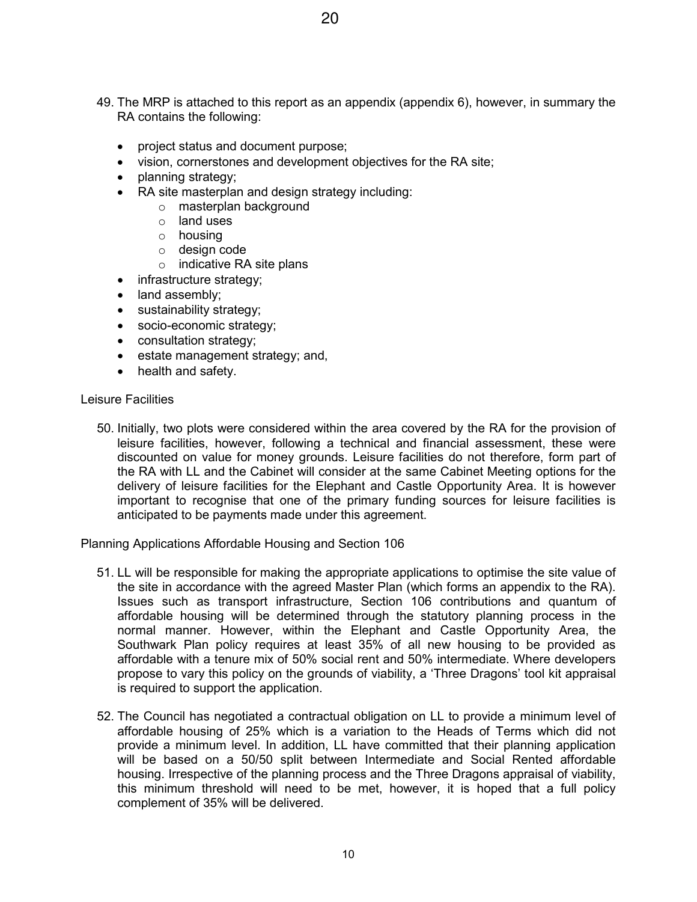49. The MRP is attached to this report as an appendix (appendix 6), however, in summary the RA contains the following:

    - project status and document purpose;
    - vision, cornerstones and development objectives for the RA site;
    - planning strategy;
    - RA site masterplan and design strategy including:
        - masterplan background
        - land uses
        - housing
        - design code
        - indicative RA site plans
    - infrastructure strategy;
    - land assembly;
    - sustainability strategy;
    - socio-economic strategy;
    - consultation strategy;
    - estate management strategy; and,
    - health and safety.

Leisure Facilities

50. Initially, two plots were considered within the area covered by the RA for the provision of leisure facilities, however, following a technical and financial assessment, these were discounted on value for money grounds. Leisure facilities do not therefore, form part of the RA with LL and the Cabinet will consider at the same Cabinet Meeting options for the delivery of leisure facilities for the Elephant and Castle Opportunity Area. It is however important to recognise that one of the primary funding sources for leisure facilities is anticipated to be payments made under this agreement.

Planning Applications Affordable Housing and Section 106

51. LL will be responsible for making the appropriate applications to optimise the site value of the site in accordance with the agreed Master Plan (which forms an appendix to the RA). Issues such as transport infrastructure, Section 106 contributions and quantum of affordable housing will be determined through the statutory planning process in the normal manner. However, within the Elephant and Castle Opportunity Area, the Southwark Plan policy requires at least 35% of all new housing to be provided as affordable with a tenure mix of 50% social rent and 50% intermediate. Where developers propose to vary this policy on the grounds of viability, a 'Three Dragons' tool kit appraisal is required to support the application.

52. The Council has negotiated a contractual obligation on LL to provide a minimum level of affordable housing of 25% which is a variation to the Heads of Terms which did not provide a minimum level. In addition, LL have committed that their planning application will be based on a 50/50 split between Intermediate and Social Rented affordable housing. Irrespective of the planning process and the Three Dragons appraisal of viability, this minimum threshold will need to be met, however, it is hoped that a full policy complement of 35% will be delivered.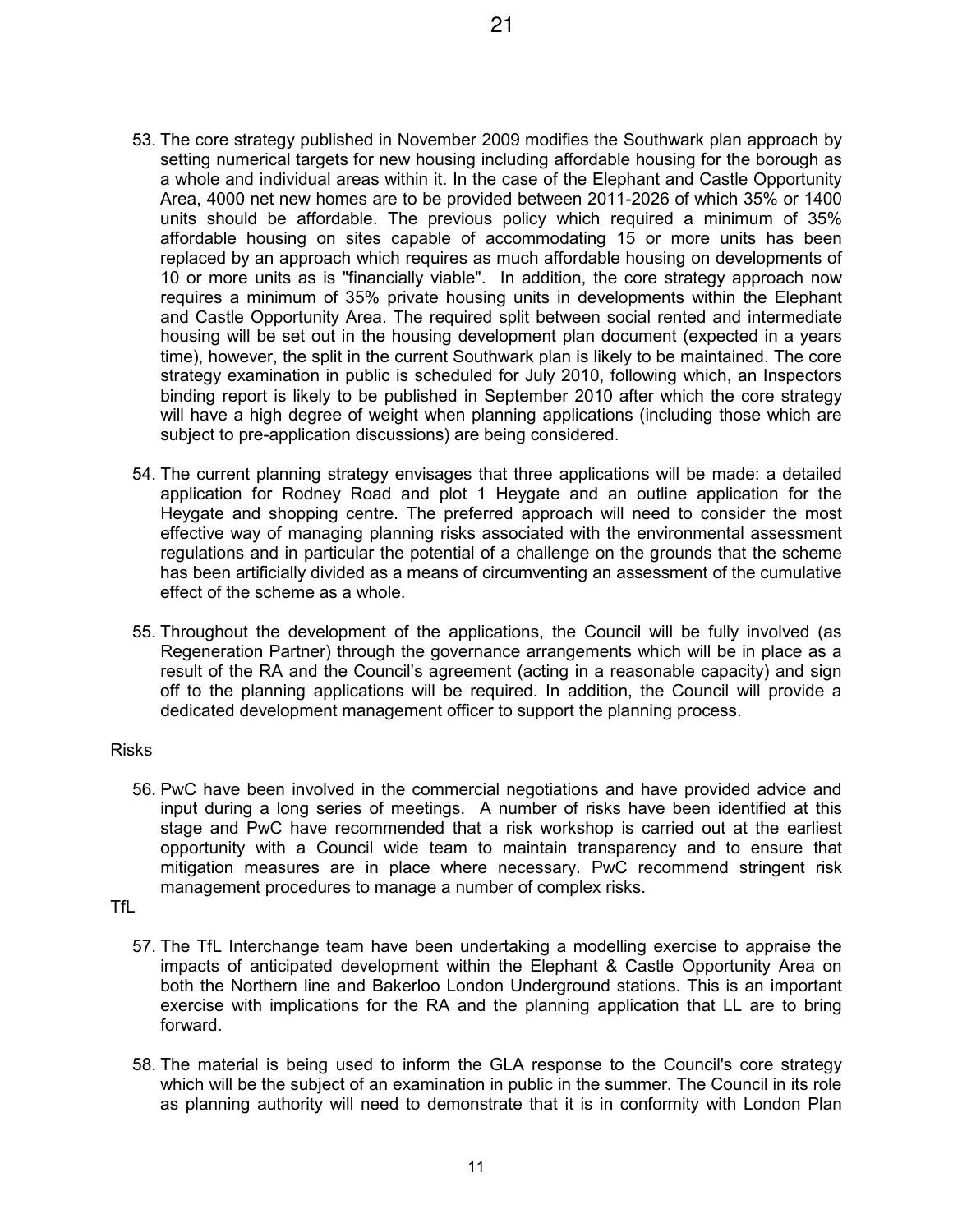53. The core strategy published in November 2009 modifies the Southwark plan approach by setting numerical targets for new housing including affordable housing for the borough as a whole and individual areas within it. In the case of the Elephant and Castle Opportunity Area, 4000 net new homes are to be provided between 2011-2026 of which 35% or 1400 units should be affordable. The previous policy which required a minimum of 35% affordable housing on sites capable of accommodating 15 or more units has been replaced by an approach which requires as much affordable housing on developments of 10 or more units as is "financially viable". In addition, the core strategy approach now requires a minimum of 35% private housing units in developments within the Elephant and Castle Opportunity Area. The required split between social rented and intermediate housing will be set out in the housing development plan document (expected in a years time), however, the split in the current Southwark plan is likely to be maintained. The core strategy examination in public is scheduled for July 2010, following which, an Inspectors binding report is likely to be published in September 2010 after which the core strategy will have a high degree of weight when planning applications (including those which are subject to pre-application discussions) are being considered.

54. The current planning strategy envisages that three applications will be made: a detailed application for Rodney Road and plot 1 Heygate and an outline application for the Heygate and shopping centre. The preferred approach will need to consider the most effective way of managing planning risks associated with the environmental assessment regulations and in particular the potential of a challenge on the grounds that the scheme has been artificially divided as a means of circumventing an assessment of the cumulative effect of the scheme as a whole.

55. Throughout the development of the applications, the Council will be fully involved (as Regeneration Partner) through the governance arrangements which will be in place as a result of the RA and the Council's agreement (acting in a reasonable capacity) and sign off to the planning applications will be required. In addition, the Council will provide a dedicated development management officer to support the planning process.

Risks

56. PwC have been involved in the commercial negotiations and have provided advice and input during a long series of meetings. A number of risks have been identified at this stage and PwC have recommended that a risk workshop is carried out at the earliest opportunity with a Council wide team to maintain transparency and to ensure that mitigation measures are in place where necessary. PwC recommend stringent risk management procedures to manage a number of complex risks.

TfL

57. The TfL Interchange team have been undertaking a modelling exercise to appraise the impacts of anticipated development within the Elephant & Castle Opportunity Area on both the Northern line and Bakerloo London Underground stations. This is an important exercise with implications for the RA and the planning application that LL are to bring forward.

58. The material is being used to inform the GLA response to the Council's core strategy which will be the subject of an examination in public in the summer. The Council in its role as planning authority will need to demonstrate that it is in conformity with London Plan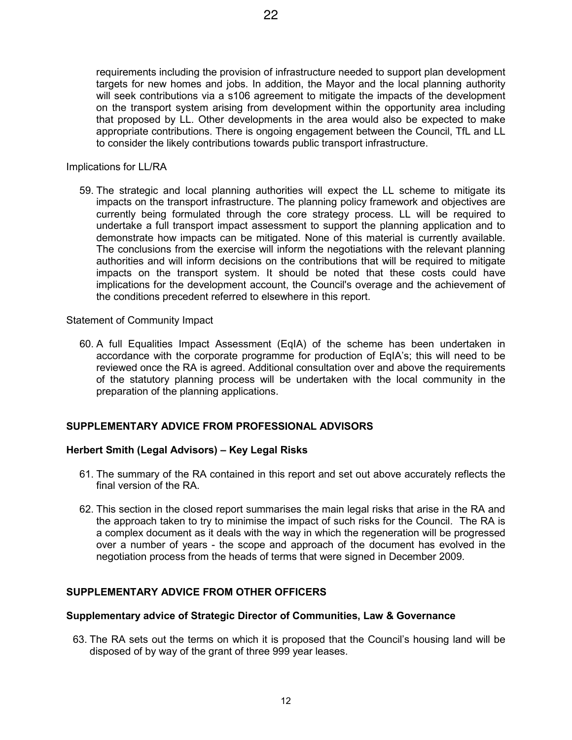requirements including the provision of infrastructure needed to support plan development targets for new homes and jobs. In addition, the Mayor and the local planning authority will seek contributions via a s106 agreement to mitigate the impacts of the development on the transport system arising from development within the opportunity area including that proposed by LL. Other developments in the area would also be expected to make appropriate contributions. There is ongoing engagement between the Council, TfL and LL to consider the likely contributions towards public transport infrastructure.

Implications for LL/RA

59. The strategic and local planning authorities will expect the LL scheme to mitigate its impacts on the transport infrastructure. The planning policy framework and objectives are currently being formulated through the core strategy process. LL will be required to undertake a full transport impact assessment to support the planning application and to demonstrate how impacts can be mitigated. None of this material is currently available. The conclusions from the exercise will inform the negotiations with the relevant planning authorities and will inform decisions on the contributions that will be required to mitigate impacts on the transport system. It should be noted that these costs could have implications for the development account, the Council's overage and the achievement of the conditions precedent referred to elsewhere in this report.

Statement of Community Impact

60. A full Equalities Impact Assessment (EqIA) of the scheme has been undertaken in accordance with the corporate programme for production of EqIA's; this will need to be reviewed once the RA is agreed. Additional consultation over and above the requirements of the statutory planning process will be undertaken with the local community in the preparation of the planning applications.

## SUPPLEMENTARY ADVICE FROM PROFESSIONAL ADVISORS

### Herbert Smith (Legal Advisors) – Key Legal Risks

61. The summary of the RA contained in this report and set out above accurately reflects the final version of the RA.

62. This section in the closed report summarises the main legal risks that arise in the RA and the approach taken to try to minimise the impact of such risks for the Council. The RA is a complex document as it deals with the way in which the regeneration will be progressed over a number of years - the scope and approach of the document has evolved in the negotiation process from the heads of terms that were signed in December 2009.

## SUPPLEMENTARY ADVICE FROM OTHER OFFICERS

### Supplementary advice of Strategic Director of Communities, Law & Governance

63. The RA sets out the terms on which it is proposed that the Council's housing land will be disposed of by way of the grant of three 999 year leases.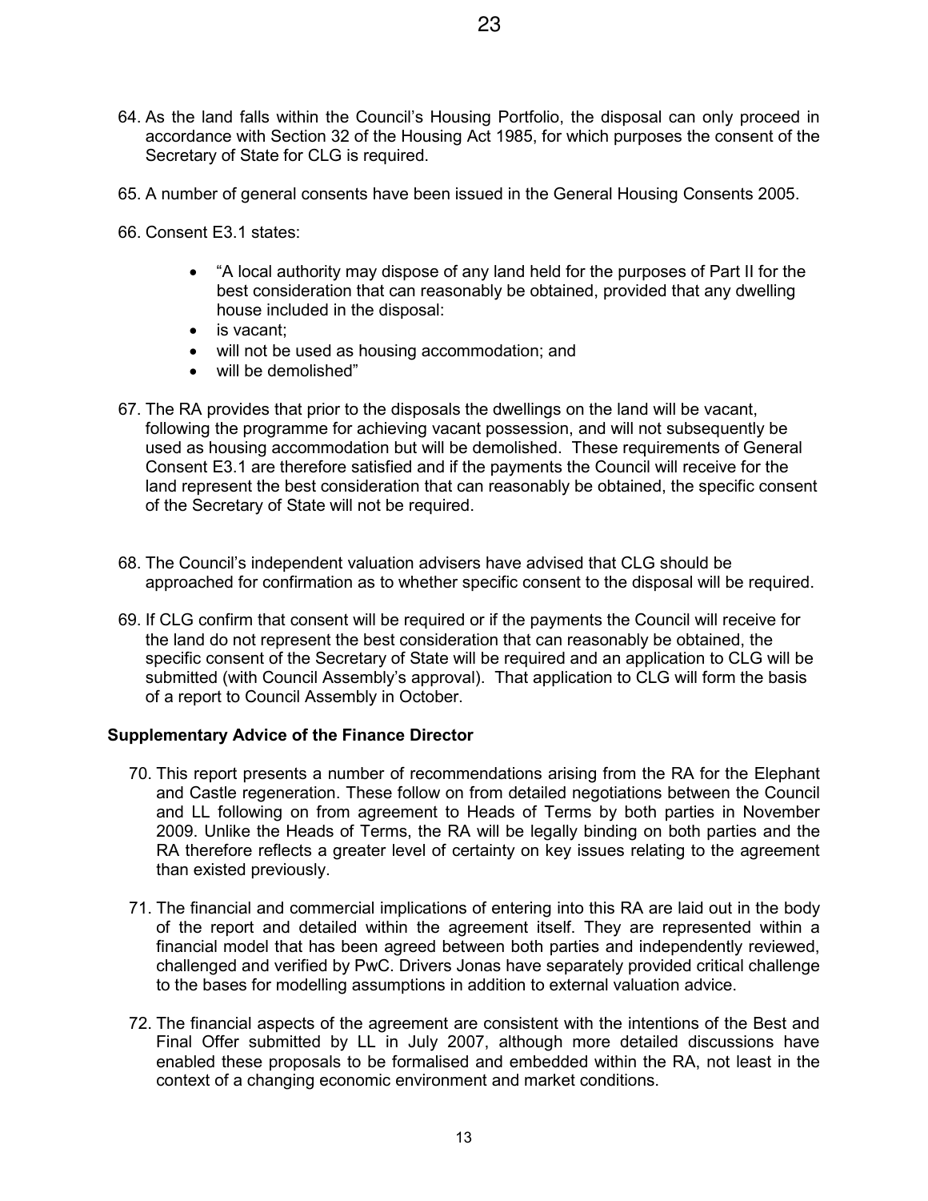64. As the land falls within the Council's Housing Portfolio, the disposal can only proceed in accordance with Section 32 of the Housing Act 1985, for which purposes the consent of the Secretary of State for CLG is required.

65. A number of general consents have been issued in the General Housing Consents 2005.

66. Consent E3.1 states:

    - "A local authority may dispose of any land held for the purposes of Part II for the best consideration that can reasonably be obtained, provided that any dwelling house included in the disposal:
    - is vacant;
    - will not be used as housing accommodation; and
    - will be demolished"

67. The RA provides that prior to the disposals the dwellings on the land will be vacant, following the programme for achieving vacant possession, and will not subsequently be used as housing accommodation but will be demolished. These requirements of General Consent E3.1 are therefore satisfied and if the payments the Council will receive for the land represent the best consideration that can reasonably be obtained, the specific consent of the Secretary of State will not be required.

68. The Council's independent valuation advisers have advised that CLG should be approached for confirmation as to whether specific consent to the disposal will be required.

69. If CLG confirm that consent will be required or if the payments the Council will receive for the land do not represent the best consideration that can reasonably be obtained, the specific consent of the Secretary of State will be required and an application to CLG will be submitted (with Council Assembly's approval). That application to CLG will form the basis of a report to Council Assembly in October.

**Supplementary Advice of the Finance Director**

70. This report presents a number of recommendations arising from the RA for the Elephant and Castle regeneration. These follow on from detailed negotiations between the Council and LL following on from agreement to Heads of Terms by both parties in November 2009. Unlike the Heads of Terms, the RA will be legally binding on both parties and the RA therefore reflects a greater level of certainty on key issues relating to the agreement than existed previously.

71. The financial and commercial implications of entering into this RA are laid out in the body of the report and detailed within the agreement itself. They are represented within a financial model that has been agreed between both parties and independently reviewed, challenged and verified by PwC. Drivers Jonas have separately provided critical challenge to the bases for modelling assumptions in addition to external valuation advice.

72. The financial aspects of the agreement are consistent with the intentions of the Best and Final Offer submitted by LL in July 2007, although more detailed discussions have enabled these proposals to be formalised and embedded within the RA, not least in the context of a changing economic environment and market conditions.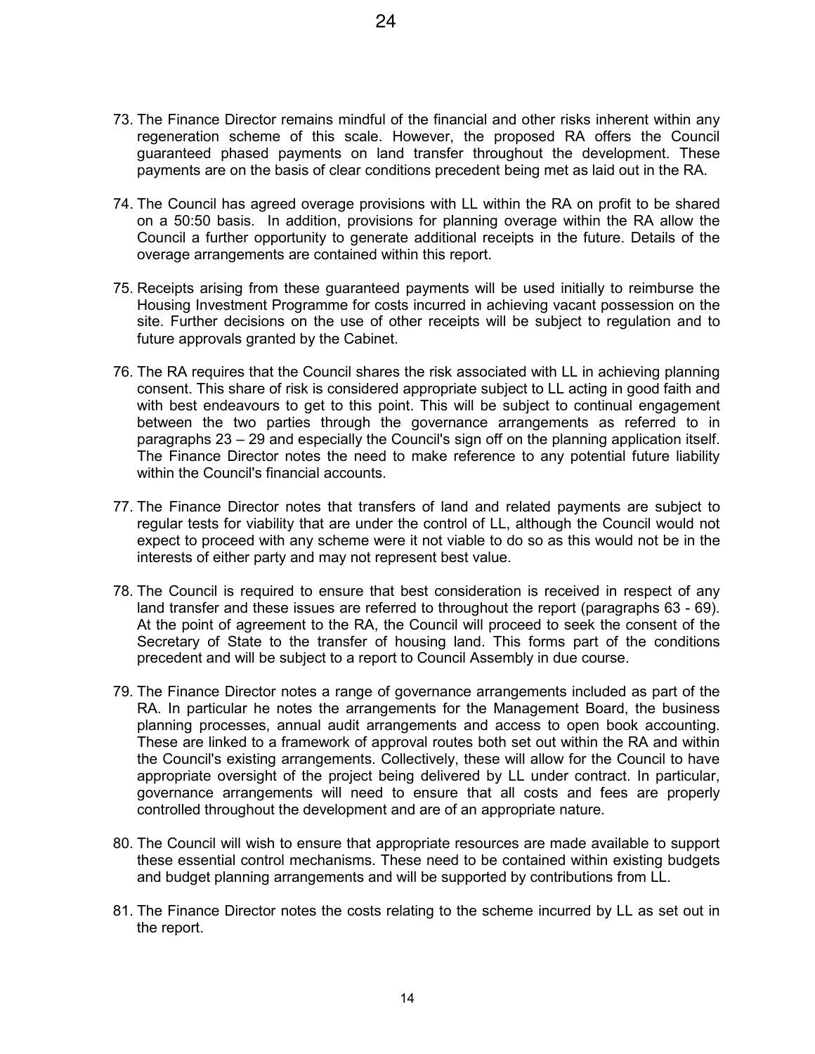73. The Finance Director remains mindful of the financial and other risks inherent within any regeneration scheme of this scale. However, the proposed RA offers the Council guaranteed phased payments on land transfer throughout the development. These payments are on the basis of clear conditions precedent being met as laid out in the RA.

74. The Council has agreed overage provisions with LL within the RA on profit to be shared on a 50:50 basis. In addition, provisions for planning overage within the RA allow the Council a further opportunity to generate additional receipts in the future. Details of the overage arrangements are contained within this report.

75. Receipts arising from these guaranteed payments will be used initially to reimburse the Housing Investment Programme for costs incurred in achieving vacant possession on the site. Further decisions on the use of other receipts will be subject to regulation and to future approvals granted by the Cabinet.

76. The RA requires that the Council shares the risk associated with LL in achieving planning consent. This share of risk is considered appropriate subject to LL acting in good faith and with best endeavours to get to this point. This will be subject to continual engagement between the two parties through the governance arrangements as referred to in paragraphs 23 – 29 and especially the Council's sign off on the planning application itself. The Finance Director notes the need to make reference to any potential future liability within the Council's financial accounts.

77. The Finance Director notes that transfers of land and related payments are subject to regular tests for viability that are under the control of LL, although the Council would not expect to proceed with any scheme were it not viable to do so as this would not be in the interests of either party and may not represent best value.

78. The Council is required to ensure that best consideration is received in respect of any land transfer and these issues are referred to throughout the report (paragraphs 63 - 69). At the point of agreement to the RA, the Council will proceed to seek the consent of the Secretary of State to the transfer of housing land. This forms part of the conditions precedent and will be subject to a report to Council Assembly in due course.

79. The Finance Director notes a range of governance arrangements included as part of the RA. In particular he notes the arrangements for the Management Board, the business planning processes, annual audit arrangements and access to open book accounting. These are linked to a framework of approval routes both set out within the RA and within the Council's existing arrangements. Collectively, these will allow for the Council to have appropriate oversight of the project being delivered by LL under contract. In particular, governance arrangements will need to ensure that all costs and fees are properly controlled throughout the development and are of an appropriate nature.

80. The Council will wish to ensure that appropriate resources are made available to support these essential control mechanisms. These need to be contained within existing budgets and budget planning arrangements and will be supported by contributions from LL.

81. The Finance Director notes the costs relating to the scheme incurred by LL as set out in the report.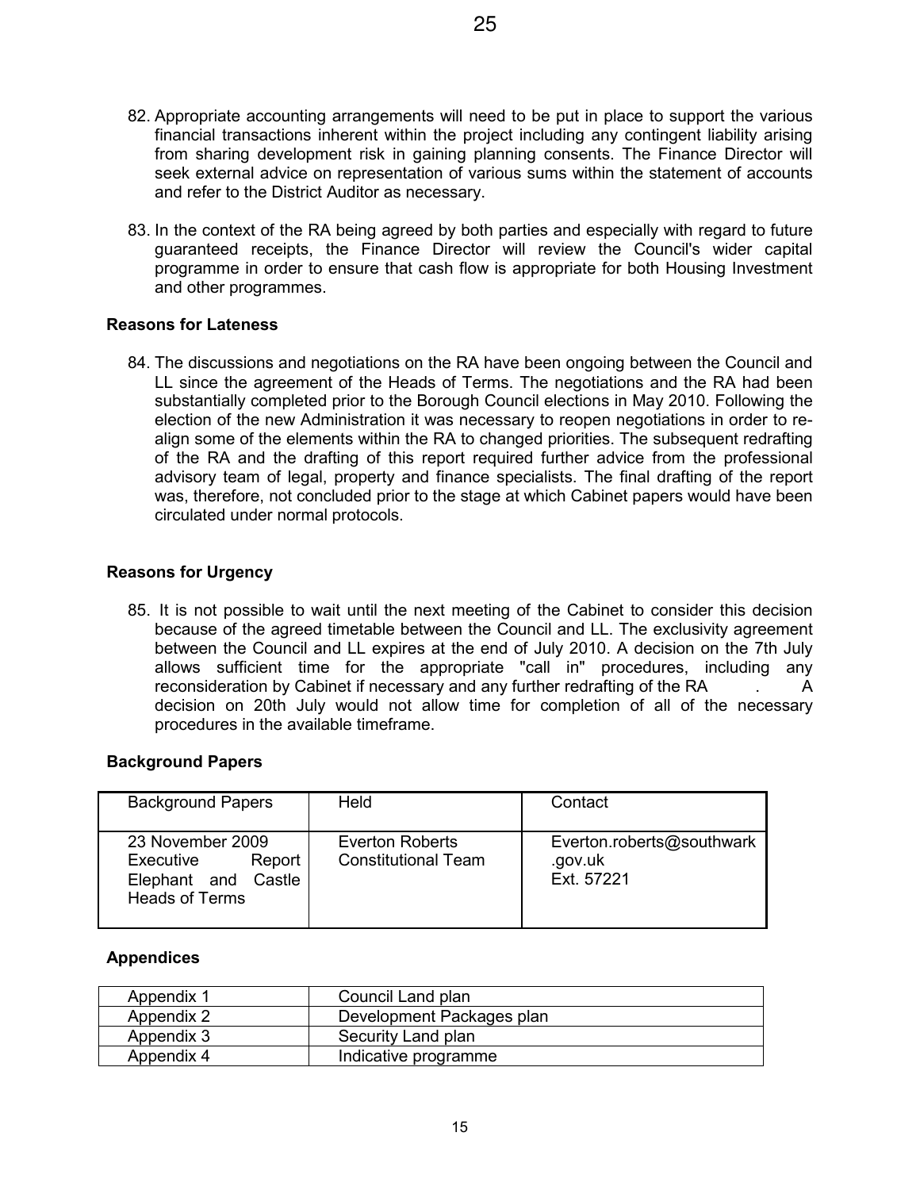82. Appropriate accounting arrangements will need to be put in place to support the various financial transactions inherent within the project including any contingent liability arising from sharing development risk in gaining planning consents. The Finance Director will seek external advice on representation of various sums within the statement of accounts and refer to the District Auditor as necessary.

83. In the context of the RA being agreed by both parties and especially with regard to future guaranteed receipts, the Finance Director will review the Council's wider capital programme in order to ensure that cash flow is appropriate for both Housing Investment and other programmes.

### Reasons for Lateness

84. The discussions and negotiations on the RA have been ongoing between the Council and LL since the agreement of the Heads of Terms. The negotiations and the RA had been substantially completed prior to the Borough Council elections in May 2010. Following the election of the new Administration it was necessary to reopen negotiations in order to re-align some of the elements within the RA to changed priorities. The subsequent redrafting of the RA and the drafting of this report required further advice from the professional advisory team of legal, property and finance specialists. The final drafting of the report was, therefore, not concluded prior to the stage at which Cabinet papers would have been circulated under normal protocols.

### Reasons for Urgency

85. It is not possible to wait until the next meeting of the Cabinet to consider this decision because of the agreed timetable between the Council and LL. The exclusivity agreement between the Council and LL expires at the end of July 2010. A decision on the 7th July allows sufficient time for the appropriate "call in" procedures, including any reconsideration by Cabinet if necessary and any further redrafting of the RA . A decision on 20th July would not allow time for completion of all of the necessary procedures in the available timeframe.

### Background Papers

| Background Papers | Held | Contact |
|---|---|---|
| 23 November 2009 Executive Report Elephant and Castle Heads of Terms | Everton Roberts Constitutional Team | Everton.roberts@southwark.gov.uk Ext. 57221 |

### Appendices

| Appendix 1 | Council Land plan |
|---|---|
| Appendix 2 | Development Packages plan |
| Appendix 3 | Security Land plan |
| Appendix 4 | Indicative programme |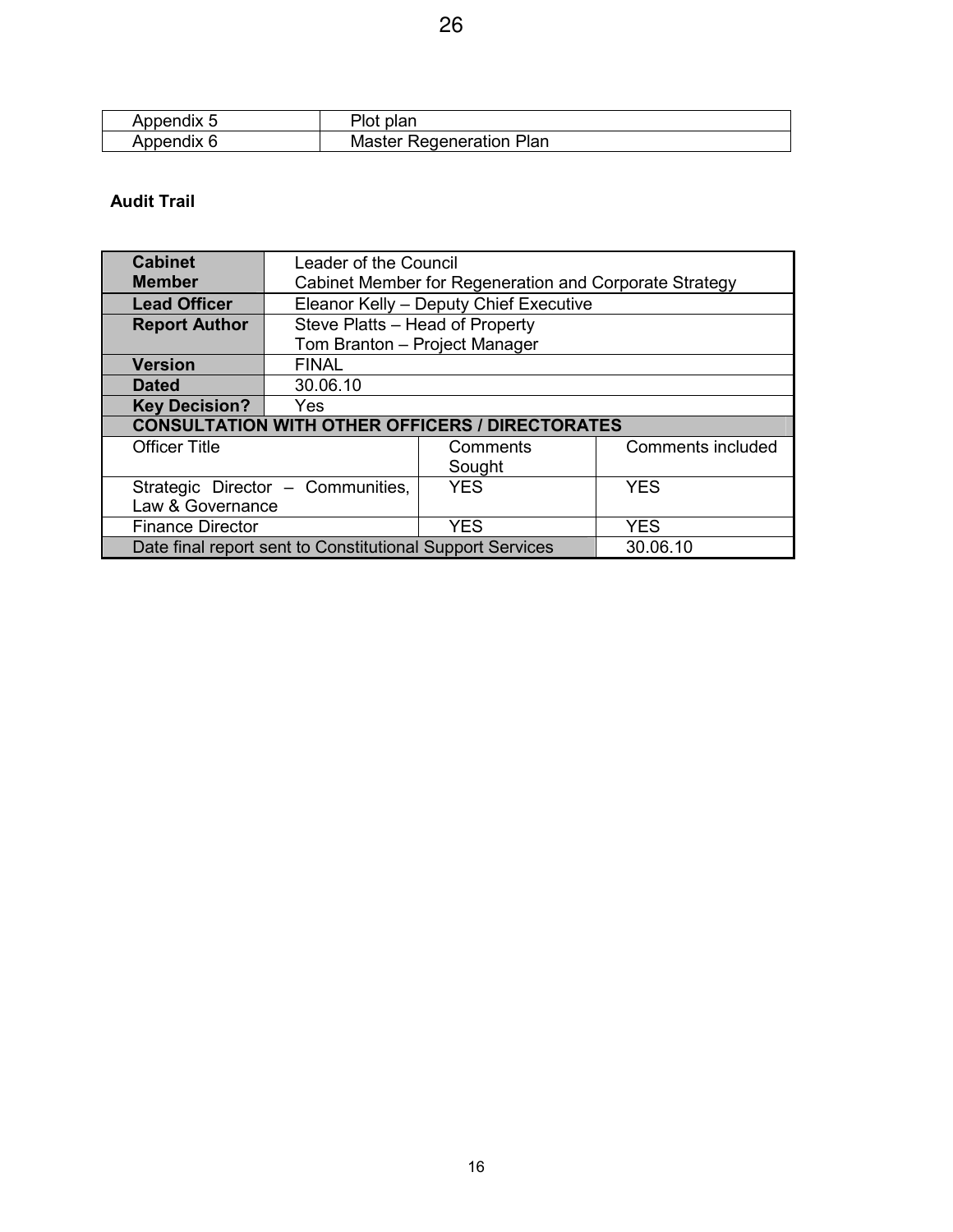| | |
|---|---|
| Appendix 5 | Plot plan |
| Appendix 6 | Master Regeneration Plan |

**Audit Trail**

| | | | |
|---|---|---|---|
| **Cabinet Member** | Leader of the Council<br>Cabinet Member for Regeneration and Corporate Strategy | | |
| **Lead Officer** | Eleanor Kelly – Deputy Chief Executive | | |
| **Report Author** | Steve Platts – Head of Property<br>Tom Branton – Project Manager | | |
| **Version** | FINAL | | |
| **Dated** | 30.06.10 | | |
| **Key Decision?** | Yes | | |
| **CONSULTATION WITH OTHER OFFICERS / DIRECTORATES** | | | |
| Officer Title | | Comments Sought | Comments included |
| Strategic Director – Communities, Law & Governance | | YES | YES |
| Finance Director | | YES | YES |
| Date final report sent to Constitutional Support Services | | | 30.06.10 |